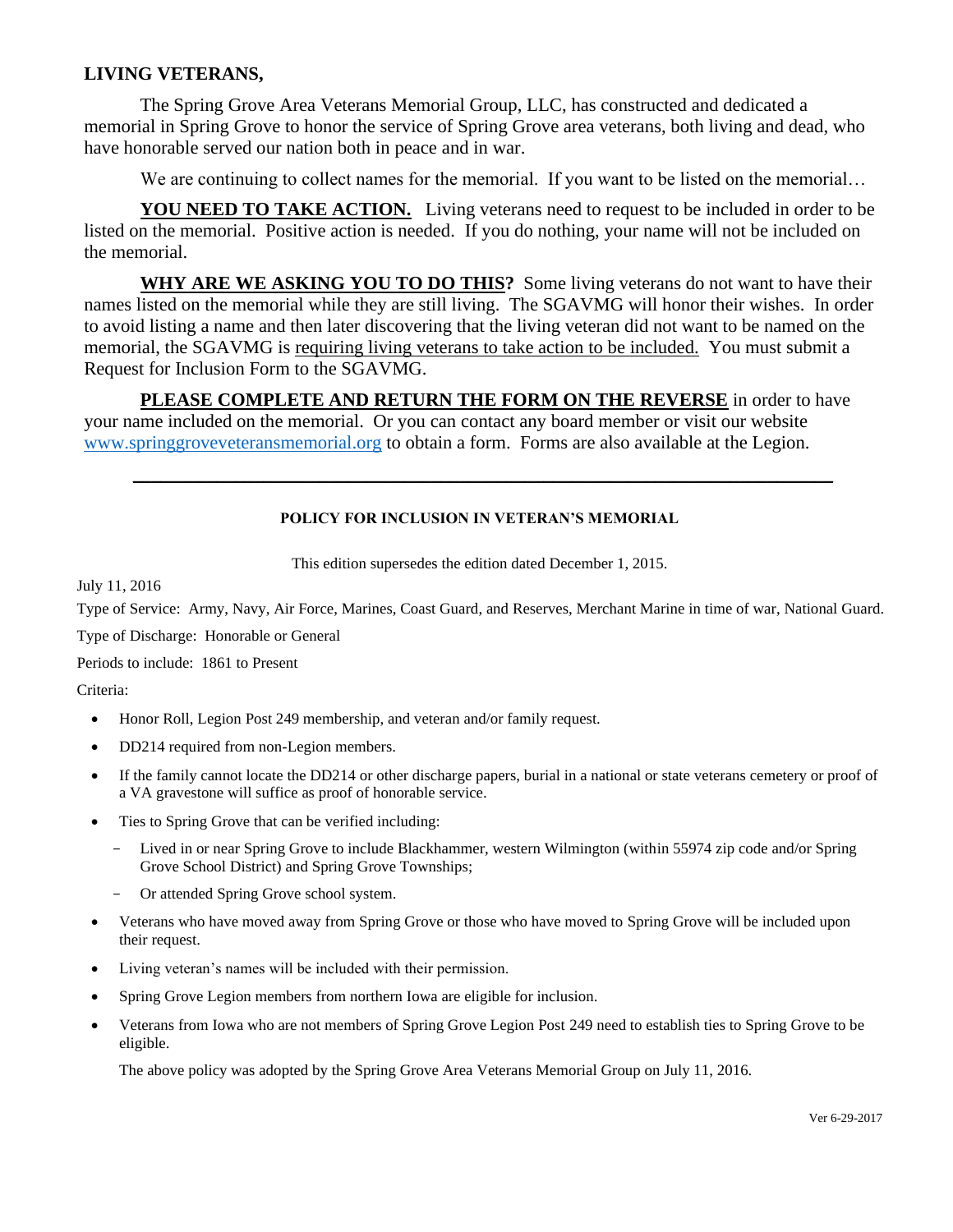**LIVING VETERANS,**

The Spring Grove Area Veterans Memorial Group, LLC, has constructed and dedicated a memorial in Spring Grove to honor the service of Spring Grove area veterans, both living and dead, who have honorable served our nation both in peace and in war.

We are continuing to collect names for the memorial. If you want to be listed on the memorial…

**YOU NEED TO TAKE ACTION.** Living veterans need to request to be included in order to be listed on the memorial. Positive action is needed. If you do nothing, your name will not be included on the memorial.

**WHY ARE WE ASKING YOU TO DO THIS?** Some living veterans do not want to have their names listed on the memorial while they are still living. The SGAVMG will honor their wishes. In order to avoid listing a name and then later discovering that the living veteran did not want to be named on the memorial, the SGAVMG is requiring living veterans to take action to be included. You must submit a Request for Inclusion Form to the SGAVMG.

**PLEASE COMPLETE AND RETURN THE FORM ON THE REVERSE** in order to have your name included on the memorial. Or you can contact any board member or visit our website www.springgroveveteransmemorial.org to obtain a form. Forms are also available at the Legion.

---

**POLICY FOR INCLUSION IN VETERAN'S MEMORIAL**

This edition supersedes the edition dated December 1, 2015.

July 11, 2016

Type of Service: Army, Navy, Air Force, Marines, Coast Guard, and Reserves, Merchant Marine in time of war, National Guard.

Type of Discharge: Honorable or General

Periods to include: 1861 to Present

Criteria:

- Honor Roll, Legion Post 249 membership, and veteran and/or family request.
- DD214 required from non-Legion members.
- If the family cannot locate the DD214 or other discharge papers, burial in a national or state veterans cemetery or proof of a VA gravestone will suffice as proof of honorable service.
- Ties to Spring Grove that can be verified including:
  - Lived in or near Spring Grove to include Blackhammer, western Wilmington (within 55974 zip code and/or Spring Grove School District) and Spring Grove Townships;
  - Or attended Spring Grove school system.
- Veterans who have moved away from Spring Grove or those who have moved to Spring Grove will be included upon their request.
- Living veteran's names will be included with their permission.
- Spring Grove Legion members from northern Iowa are eligible for inclusion.
- Veterans from Iowa who are not members of Spring Grove Legion Post 249 need to establish ties to Spring Grove to be eligible.

The above policy was adopted by the Spring Grove Area Veterans Memorial Group on July 11, 2016.

Ver 6-29-2017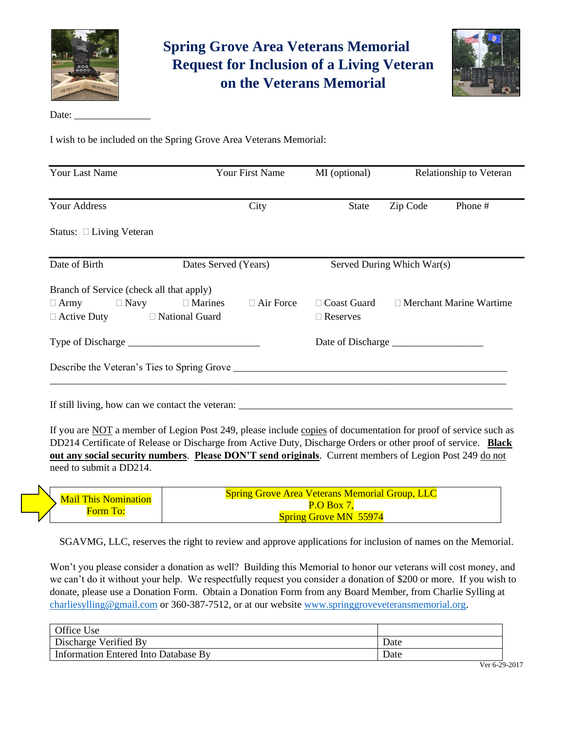# Spring Grove Area Veterans Memorial Request for Inclusion of a Living Veteran on the Veterans Memorial

Date: _______________

I wish to be included on the Spring Grove Area Veterans Memorial:

| Your Last Name | Your First Name | MI (optional) | Relationship to Veteran |
|---|---|---|---|

| Your Address | City | State | Zip Code | Phone # |
|---|---|---|---|---|

Status: ☐ Living Veteran

| Date of Birth | Dates Served (Years) | Served During Which War(s) |
|---|---|---|

Branch of Service (check all that apply)

☐ Army ☐ Navy ☐ Marines ☐ Air Force ☐ Coast Guard ☐ Merchant Marine Wartime

☐ Active Duty ☐ National Guard ☐ Reserves

Type of Discharge _________________________ Date of Discharge _________________

Describe the Veteran's Ties to Spring Grove ____________________________________________________

_____________________________________________________________________________________

If still living, how can we contact the veteran: ______________________________________________

If you are NOT a member of Legion Post 249, please include copies of documentation for proof of service such as DD214 Certificate of Release or Discharge from Active Duty, Discharge Orders or other proof of service. **Black out any social security numbers**. **Please DON'T send originals**. Current members of Legion Post 249 do not need to submit a DD214.

| Mail This Nomination Form To: | Spring Grove Area Veterans Memorial Group, LLC<br>P.O Box 7,<br>Spring Grove MN 55974 |
|---|---|

SGAVMG, LLC, reserves the right to review and approve applications for inclusion of names on the Memorial.

Won't you please consider a donation as well? Building this Memorial to honor our veterans will cost money, and we can't do it without your help. We respectfully request you consider a donation of $200 or more. If you wish to donate, please use a Donation Form. Obtain a Donation Form from any Board Member, from Charlie Sylling at charliesylling@gmail.com or 360-387-7512, or at our website www.springgroveveteransmemorial.org.

| Office Use | |
|---|---|
| Discharge Verified By | Date |
| Information Entered Into Database By | Date |

Ver 6-29-2017